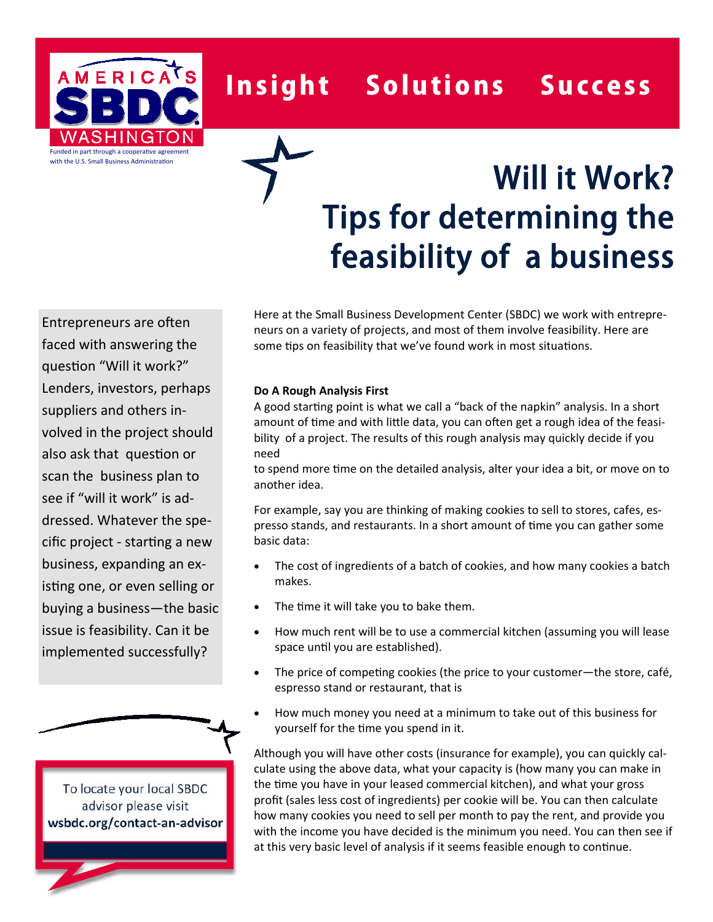AMERICA'S SBDC WASHINGTON

Funded in part through a cooperative agreement with the U.S. Small Business Administration

Insight Solutions Success

# Will it Work? Tips for determining the feasibility of a business

Entrepreneurs are often faced with answering the question "Will it work?" Lenders, investors, perhaps suppliers and others involved in the project should also ask that question or scan the business plan to see if "will it work" is addressed. Whatever the specific project - starting a new business, expanding an existing one, or even selling or buying a business—the basic issue is feasibility. Can it be implemented successfully?

To locate your local SBDC advisor please visit **wsbdc.org/contact-an-advisor**

Here at the Small Business Development Center (SBDC) we work with entrepreneurs on a variety of projects, and most of them involve feasibility. Here are some tips on feasibility that we've found work in most situations.

**Do A Rough Analysis First**

A good starting point is what we call a "back of the napkin" analysis. In a short amount of time and with little data, you can often get a rough idea of the feasibility of a project. The results of this rough analysis may quickly decide if you need to spend more time on the detailed analysis, alter your idea a bit, or move on to another idea.

For example, say you are thinking of making cookies to sell to stores, cafes, espresso stands, and restaurants. In a short amount of time you can gather some basic data:

- The cost of ingredients of a batch of cookies, and how many cookies a batch makes.
- The time it will take you to bake them.
- How much rent will be to use a commercial kitchen (assuming you will lease space until you are established).
- The price of competing cookies (the price to your customer—the store, café, espresso stand or restaurant, that is
- How much money you need at a minimum to take out of this business for yourself for the time you spend in it.

Although you will have other costs (insurance for example), you can quickly calculate using the above data, what your capacity is (how many you can make in the time you have in your leased commercial kitchen), and what your gross profit (sales less cost of ingredients) per cookie will be. You can then calculate how many cookies you need to sell per month to pay the rent, and provide you with the income you have decided is the minimum you need. You can then see if at this very basic level of analysis if it seems feasible enough to continue.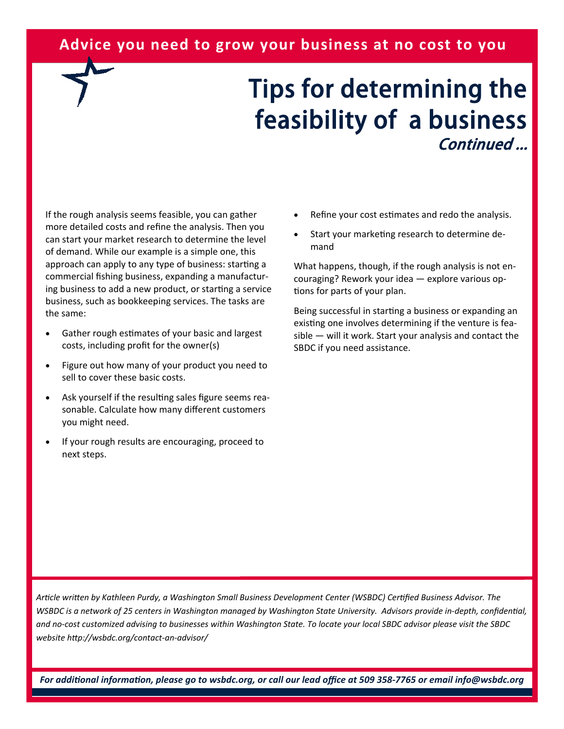**Advice you need to grow your business at no cost to you**

# Tips for determining the feasibility of a business

*Continued ...*

If the rough analysis seems feasible, you can gather more detailed costs and refine the analysis. Then you can start your market research to determine the level of demand. While our example is a simple one, this approach can apply to any type of business: starting a commercial fishing business, expanding a manufacturing business to add a new product, or starting a service business, such as bookkeeping services. The tasks are the same:

- Gather rough estimates of your basic and largest costs, including profit for the owner(s)
- Figure out how many of your product you need to sell to cover these basic costs.
- Ask yourself if the resulting sales figure seems reasonable. Calculate how many different customers you might need.
- If your rough results are encouraging, proceed to next steps.
- Refine your cost estimates and redo the analysis.
- Start your marketing research to determine demand

What happens, though, if the rough analysis is not encouraging? Rework your idea — explore various options for parts of your plan.

Being successful in starting a business or expanding an existing one involves determining if the venture is feasible — will it work. Start your analysis and contact the SBDC if you need assistance.

*Article written by Kathleen Purdy, a Washington Small Business Development Center (WSBDC) Certified Business Advisor. The WSBDC is a network of 25 centers in Washington managed by Washington State University. Advisors provide in-depth, confidential, and no-cost customized advising to businesses within Washington State. To locate your local SBDC advisor please visit the SBDC website http://wsbdc.org/contact-an-advisor/*

***For additional information, please go to wsbdc.org, or call our lead office at 509 358-7765 or email info@wsbdc.org***